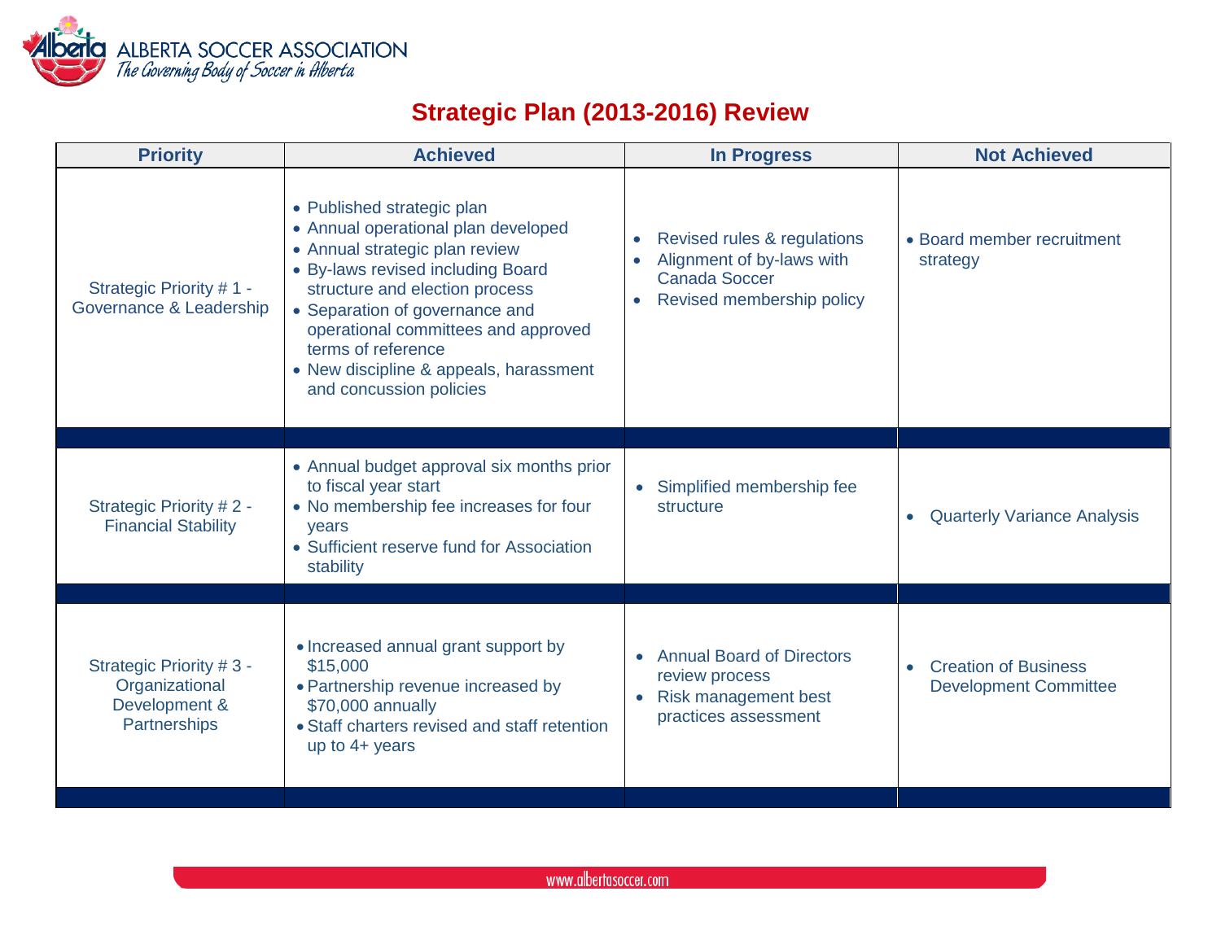ALBERTA SOCCER ASSOCIATION
*The Governing Body of Soccer in Alberta*

# Strategic Plan (2013-2016) Review

| Priority | Achieved | In Progress | Not Achieved |
| --- | --- | --- | --- |
| Strategic Priority # 1 - Governance & Leadership | • Published strategic plan<br>• Annual operational plan developed<br>• Annual strategic plan review<br>• By-laws revised including Board structure and election process<br>• Separation of governance and operational committees and approved terms of reference<br>• New discipline & appeals, harassment and concussion policies | • Revised rules & regulations<br>• Alignment of by-laws with Canada Soccer<br>• Revised membership policy | • Board member recruitment strategy |
| Strategic Priority # 2 - Financial Stability | • Annual budget approval six months prior to fiscal year start<br>• No membership fee increases for four years<br>• Sufficient reserve fund for Association stability | • Simplified membership fee structure | • Quarterly Variance Analysis |
| Strategic Priority # 3 - Organizational Development & Partnerships | • Increased annual grant support by $15,000<br>• Partnership revenue increased by $70,000 annually<br>• Staff charters revised and staff retention up to 4+ years | • Annual Board of Directors review process<br>• Risk management best practices assessment | • Creation of Business Development Committee |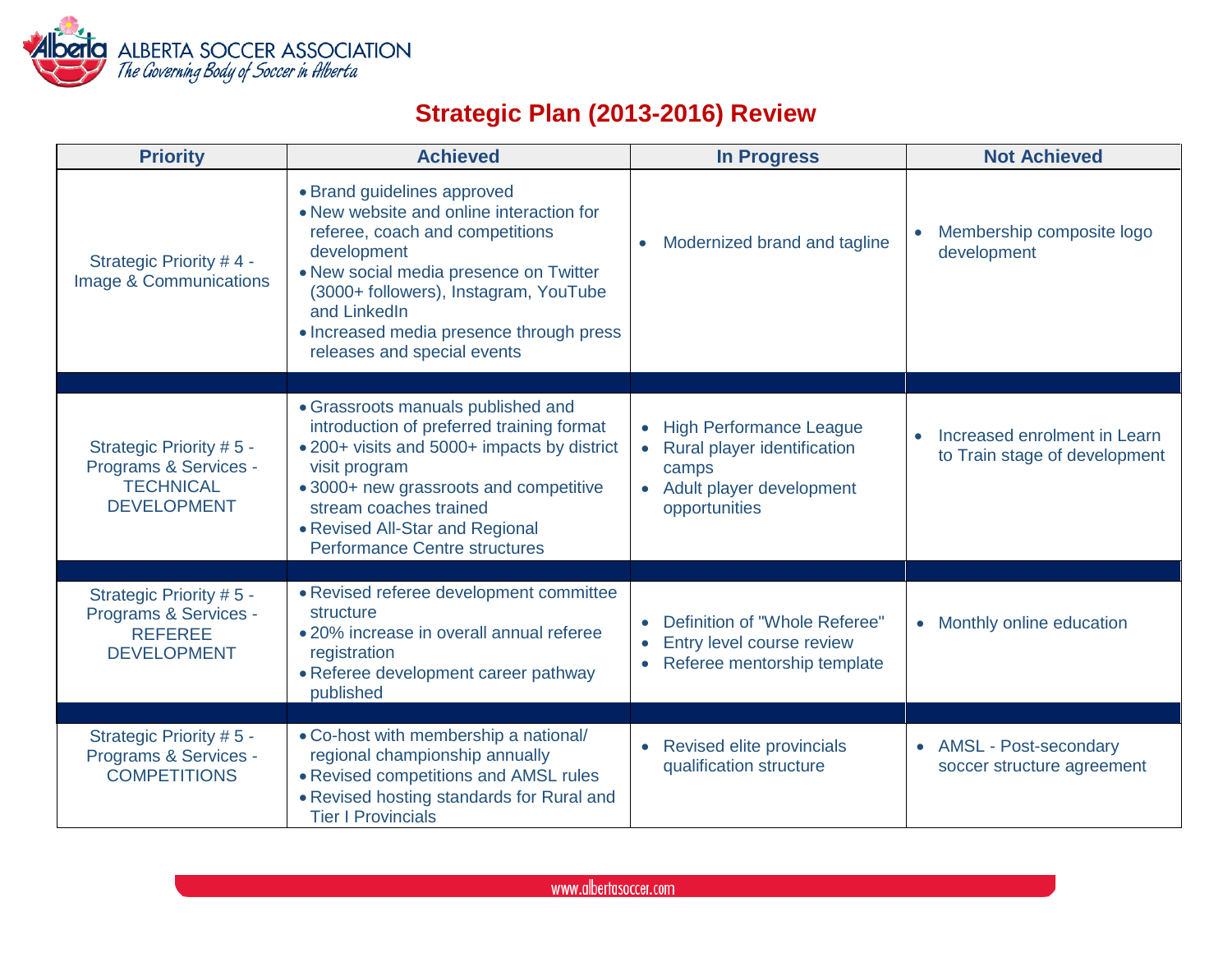ALBERTA SOCCER ASSOCIATION
*The Governing Body of Soccer in Alberta*

# Strategic Plan (2013-2016) Review

| Priority | Achieved | In Progress | Not Achieved |
| --- | --- | --- | --- |
| Strategic Priority # 4 - Image & Communications | • Brand guidelines approved<br>• New website and online interaction for referee, coach and competitions development<br>• New social media presence on Twitter (3000+ followers), Instagram, YouTube and LinkedIn<br>• Increased media presence through press releases and special events | • Modernized brand and tagline | • Membership composite logo development |
| Strategic Priority # 5 - Programs & Services - TECHNICAL DEVELOPMENT | • Grassroots manuals published and introduction of preferred training format<br>• 200+ visits and 5000+ impacts by district visit program<br>• 3000+ new grassroots and competitive stream coaches trained<br>• Revised All-Star and Regional Performance Centre structures | • High Performance League<br>• Rural player identification camps<br>• Adult player development opportunities | • Increased enrolment in Learn to Train stage of development |
| Strategic Priority # 5 - Programs & Services - REFEREE DEVELOPMENT | • Revised referee development committee structure<br>• 20% increase in overall annual referee registration<br>• Referee development career pathway published | • Definition of "Whole Referee"<br>• Entry level course review<br>• Referee mentorship template | • Monthly online education |
| Strategic Priority # 5 - Programs & Services - COMPETITIONS | • Co-host with membership a national/ regional championship annually<br>• Revised competitions and AMSL rules<br>• Revised hosting standards for Rural and Tier I Provincials | • Revised elite provincials qualification structure | • AMSL - Post-secondary soccer structure agreement |

www.albertasoccer.com